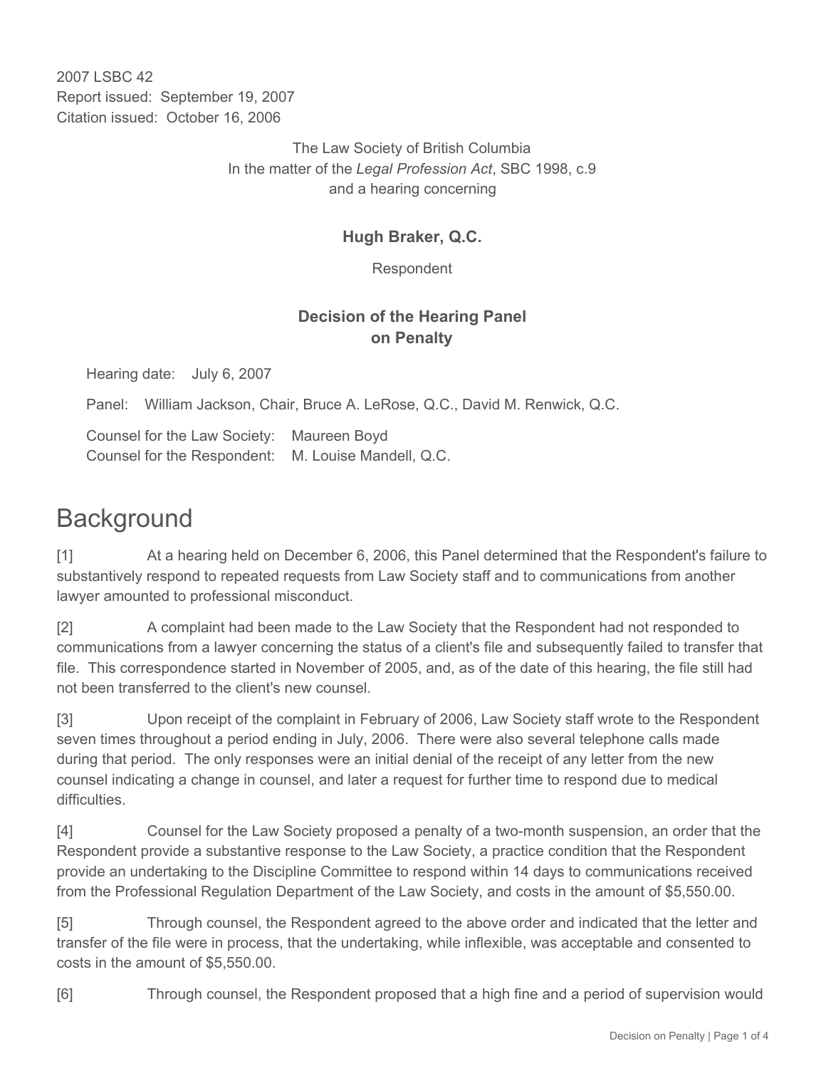2007 LSBC 42
Report issued: September 19, 2007
Citation issued: October 16, 2006

The Law Society of British Columbia
In the matter of the *Legal Profession Act*, SBC 1998, c.9
and a hearing concerning

**Hugh Braker, Q.C.**

Respondent

**Decision of the Hearing Panel on Penalty**

Hearing date: July 6, 2007

Panel: William Jackson, Chair, Bruce A. LeRose, Q.C., David M. Renwick, Q.C.

Counsel for the Law Society: Maureen Boyd
Counsel for the Respondent: M. Louise Mandell, Q.C.

# Background

[1] At a hearing held on December 6, 2006, this Panel determined that the Respondent's failure to substantively respond to repeated requests from Law Society staff and to communications from another lawyer amounted to professional misconduct.

[2] A complaint had been made to the Law Society that the Respondent had not responded to communications from a lawyer concerning the status of a client's file and subsequently failed to transfer that file. This correspondence started in November of 2005, and, as of the date of this hearing, the file still had not been transferred to the client's new counsel.

[3] Upon receipt of the complaint in February of 2006, Law Society staff wrote to the Respondent seven times throughout a period ending in July, 2006. There were also several telephone calls made during that period. The only responses were an initial denial of the receipt of any letter from the new counsel indicating a change in counsel, and later a request for further time to respond due to medical difficulties.

[4] Counsel for the Law Society proposed a penalty of a two-month suspension, an order that the Respondent provide a substantive response to the Law Society, a practice condition that the Respondent provide an undertaking to the Discipline Committee to respond within 14 days to communications received from the Professional Regulation Department of the Law Society, and costs in the amount of $5,550.00.

[5] Through counsel, the Respondent agreed to the above order and indicated that the letter and transfer of the file were in process, that the undertaking, while inflexible, was acceptable and consented to costs in the amount of $5,550.00.

[6] Through counsel, the Respondent proposed that a high fine and a period of supervision would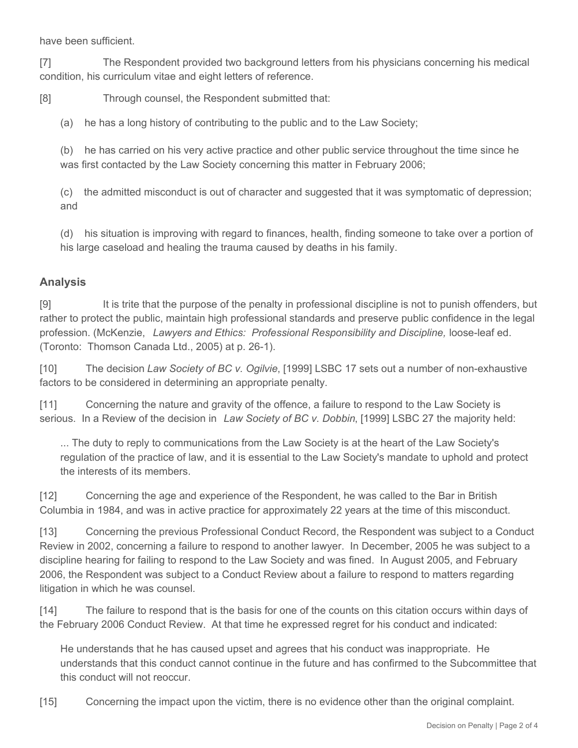have been sufficient.

[7] The Respondent provided two background letters from his physicians concerning his medical condition, his curriculum vitae and eight letters of reference.

[8] Through counsel, the Respondent submitted that:

(a) he has a long history of contributing to the public and to the Law Society;

(b) he has carried on his very active practice and other public service throughout the time since he was first contacted by the Law Society concerning this matter in February 2006;

(c) the admitted misconduct is out of character and suggested that it was symptomatic of depression; and

(d) his situation is improving with regard to finances, health, finding someone to take over a portion of his large caseload and healing the trauma caused by deaths in his family.

## Analysis

[9] It is trite that the purpose of the penalty in professional discipline is not to punish offenders, but rather to protect the public, maintain high professional standards and preserve public confidence in the legal profession. (McKenzie, *Lawyers and Ethics: Professional Responsibility and Discipline,* loose-leaf ed. (Toronto: Thomson Canada Ltd., 2005) at p. 26-1).

[10] The decision *Law Society of BC v. Ogilvie*, [1999] LSBC 17 sets out a number of non-exhaustive factors to be considered in determining an appropriate penalty.

[11] Concerning the nature and gravity of the offence, a failure to respond to the Law Society is serious. In a Review of the decision in *Law Society of BC v. Dobbin*, [1999] LSBC 27 the majority held:

> ... The duty to reply to communications from the Law Society is at the heart of the Law Society's regulation of the practice of law, and it is essential to the Law Society's mandate to uphold and protect the interests of its members.

[12] Concerning the age and experience of the Respondent, he was called to the Bar in British Columbia in 1984, and was in active practice for approximately 22 years at the time of this misconduct.

[13] Concerning the previous Professional Conduct Record, the Respondent was subject to a Conduct Review in 2002, concerning a failure to respond to another lawyer. In December, 2005 he was subject to a discipline hearing for failing to respond to the Law Society and was fined. In August 2005, and February 2006, the Respondent was subject to a Conduct Review about a failure to respond to matters regarding litigation in which he was counsel.

[14] The failure to respond that is the basis for one of the counts on this citation occurs within days of the February 2006 Conduct Review. At that time he expressed regret for his conduct and indicated:

> He understands that he has caused upset and agrees that his conduct was inappropriate. He understands that this conduct cannot continue in the future and has confirmed to the Subcommittee that this conduct will not reoccur.

[15] Concerning the impact upon the victim, there is no evidence other than the original complaint.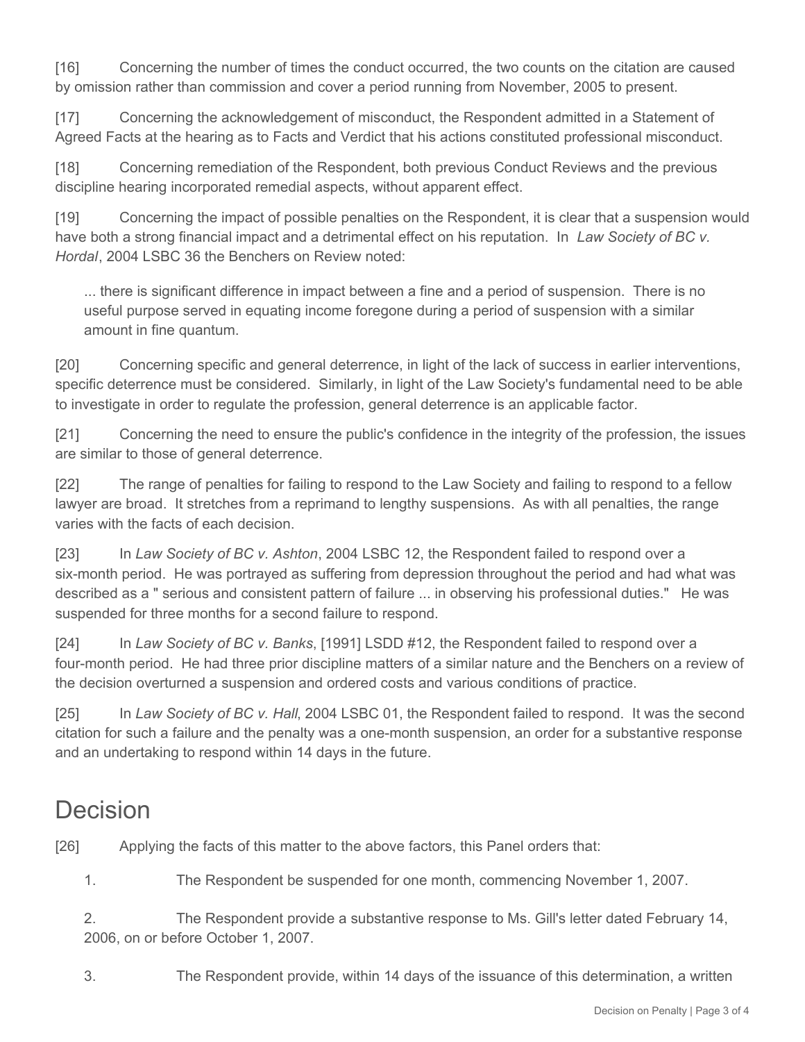[16] Concerning the number of times the conduct occurred, the two counts on the citation are caused by omission rather than commission and cover a period running from November, 2005 to present.

[17] Concerning the acknowledgement of misconduct, the Respondent admitted in a Statement of Agreed Facts at the hearing as to Facts and Verdict that his actions constituted professional misconduct.

[18] Concerning remediation of the Respondent, both previous Conduct Reviews and the previous discipline hearing incorporated remedial aspects, without apparent effect.

[19] Concerning the impact of possible penalties on the Respondent, it is clear that a suspension would have both a strong financial impact and a detrimental effect on his reputation. In *Law Society of BC v. Hordal*, 2004 LSBC 36 the Benchers on Review noted:

> ... there is significant difference in impact between a fine and a period of suspension. There is no useful purpose served in equating income foregone during a period of suspension with a similar amount in fine quantum.

[20] Concerning specific and general deterrence, in light of the lack of success in earlier interventions, specific deterrence must be considered. Similarly, in light of the Law Society's fundamental need to be able to investigate in order to regulate the profession, general deterrence is an applicable factor.

[21] Concerning the need to ensure the public's confidence in the integrity of the profession, the issues are similar to those of general deterrence.

[22] The range of penalties for failing to respond to the Law Society and failing to respond to a fellow lawyer are broad. It stretches from a reprimand to lengthy suspensions. As with all penalties, the range varies with the facts of each decision.

[23] In *Law Society of BC v. Ashton*, 2004 LSBC 12, the Respondent failed to respond over a six-month period. He was portrayed as suffering from depression throughout the period and had what was described as a " serious and consistent pattern of failure ... in observing his professional duties." He was suspended for three months for a second failure to respond.

[24] In *Law Society of BC v. Banks*, [1991] LSDD #12, the Respondent failed to respond over a four-month period. He had three prior discipline matters of a similar nature and the Benchers on a review of the decision overturned a suspension and ordered costs and various conditions of practice.

[25] In *Law Society of BC v. Hall*, 2004 LSBC 01, the Respondent failed to respond. It was the second citation for such a failure and the penalty was a one-month suspension, an order for a substantive response and an undertaking to respond within 14 days in the future.

## Decision

[26] Applying the facts of this matter to the above factors, this Panel orders that:

1. The Respondent be suspended for one month, commencing November 1, 2007.

2. The Respondent provide a substantive response to Ms. Gill's letter dated February 14, 2006, on or before October 1, 2007.

3. The Respondent provide, within 14 days of the issuance of this determination, a written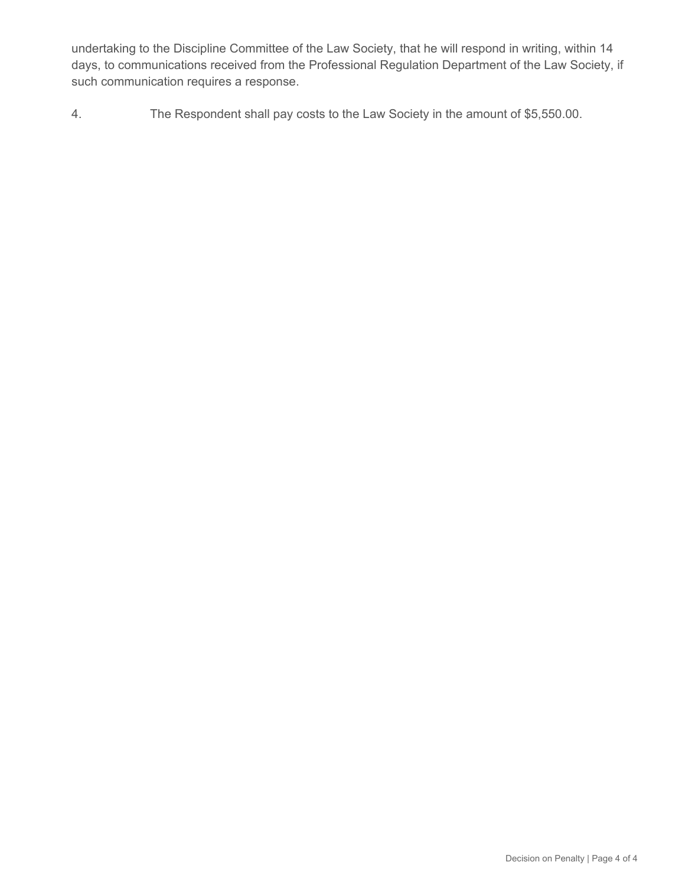undertaking to the Discipline Committee of the Law Society, that he will respond in writing, within 14 days, to communications received from the Professional Regulation Department of the Law Society, if such communication requires a response.

4. The Respondent shall pay costs to the Law Society in the amount of $5,550.00.